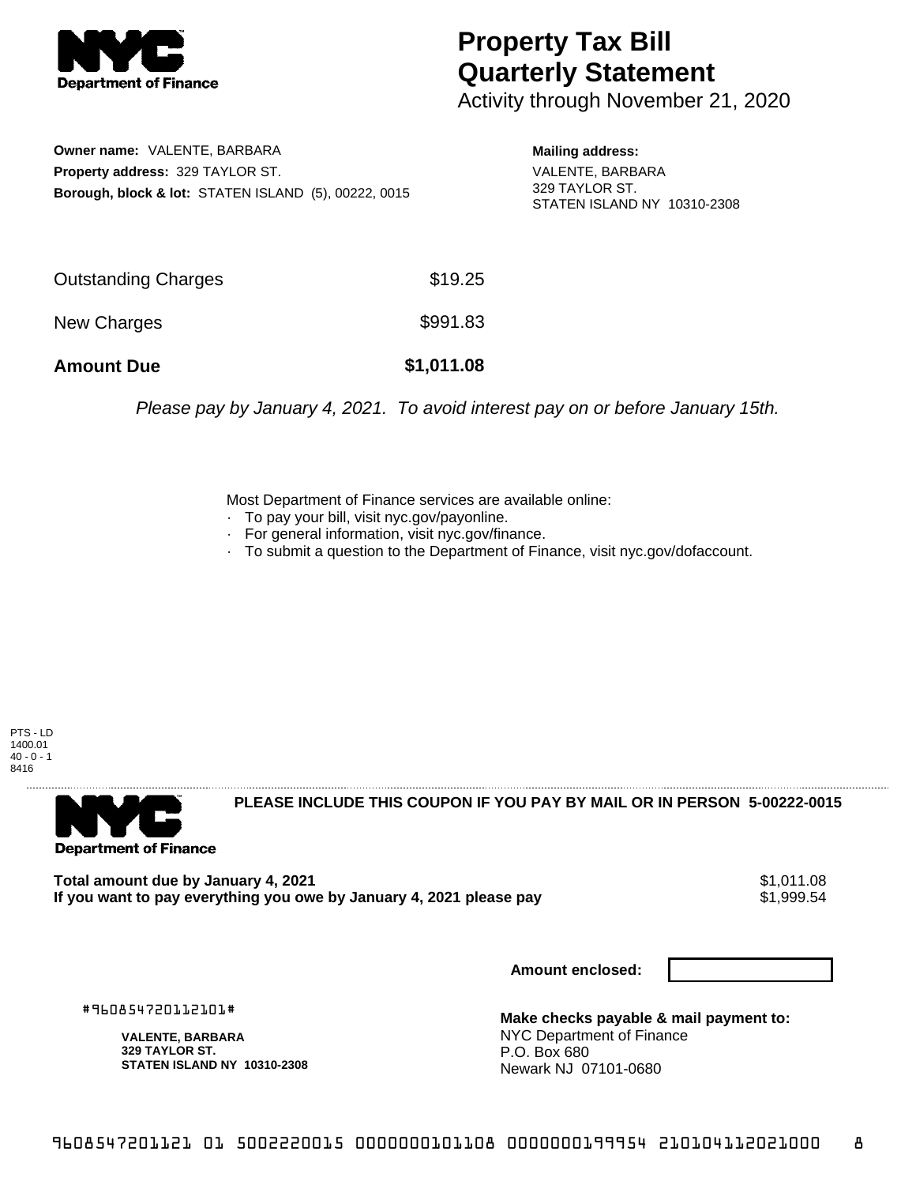# Property Tax Bill Quarterly Statement

Activity through November 21, 2020

**Owner name:** VALENTE, BARBARA
**Property address:** 329 TAYLOR ST.
**Borough, block & lot:** STATEN ISLAND (5), 00222, 0015

**Mailing address:**
VALENTE, BARBARA
329 TAYLOR ST.
STATEN ISLAND NY 10310-2308

| | |
|---|---|
| Outstanding Charges | $19.25 |
| New Charges | $991.83 |
| **Amount Due** | **$1,011.08** |

*Please pay by January 4, 2021. To avoid interest pay on or before January 15th.*

Most Department of Finance services are available online:
- To pay your bill, visit nyc.gov/payonline.
- For general information, visit nyc.gov/finance.
- To submit a question to the Department of Finance, visit nyc.gov/dofaccount.

PTS - LD
1400.01
40 - 0 - 1
8416

**PLEASE INCLUDE THIS COUPON IF YOU PAY BY MAIL OR IN PERSON 5-00222-0015**

| | |
|---|---|
| **Total amount due by January 4, 2021** | $1,011.08 |
| **If you want to pay everything you owe by January 4, 2021 please pay** | $1,999.54 |

**Amount enclosed:**

#960854720112101#

**VALENTE, BARBARA**
**329 TAYLOR ST.**
**STATEN ISLAND NY 10310-2308**

**Make checks payable & mail payment to:**
NYC Department of Finance
P.O. Box 680
Newark NJ 07101-0680

9608547201121 01 5002220015 0000000101108 0000000199954 210104112021000 8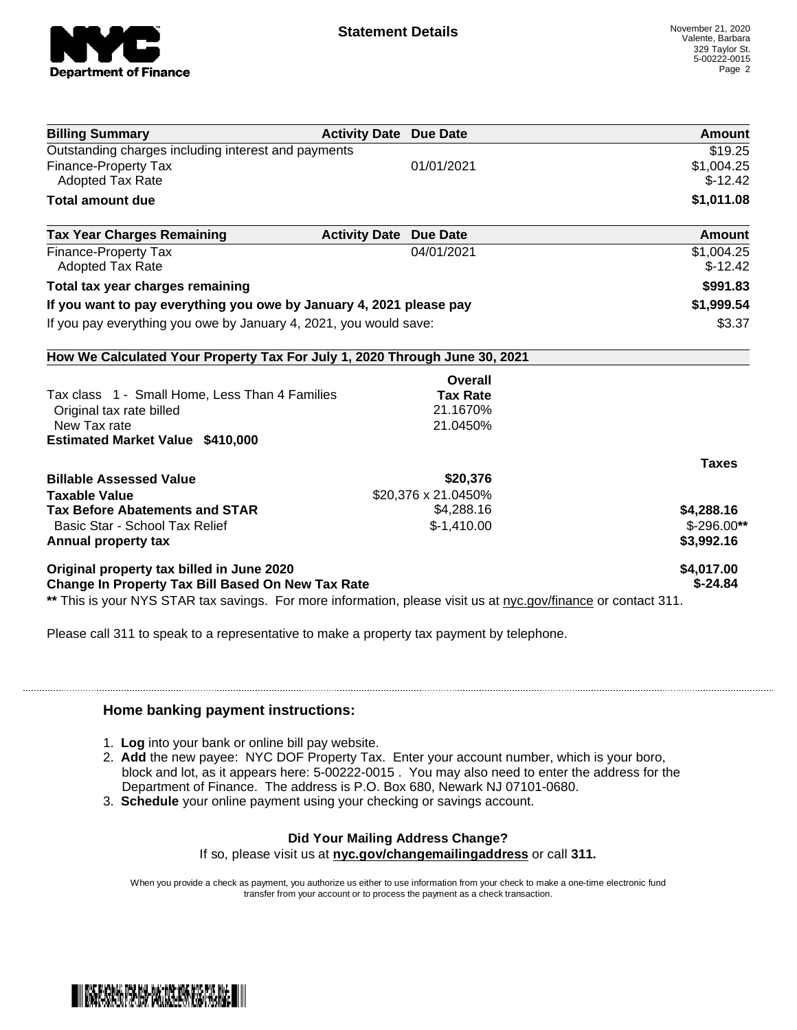**Statement Details**

November 21, 2020
Valente, Barbara
329 Taylor St.
5-00222-0015

| Billing Summary | Activity Date | Due Date | Amount |
| --- | --- | --- | --- |
| Outstanding charges including interest and payments | | | $19.25 |
| Finance-Property Tax | | 01/01/2021 | $1,004.25 |
| Adopted Tax Rate | | | $-12.42 |
| **Total amount due** | | | **$1,011.08** |

| Tax Year Charges Remaining | Activity Date | Due Date | Amount |
| --- | --- | --- | --- |
| Finance-Property Tax | | 04/01/2021 | $1,004.25 |
| Adopted Tax Rate | | | $-12.42 |
| **Total tax year charges remaining** | | | **$991.83** |
| **If you want to pay everything you owe by January 4, 2021 please pay** | | | **$1,999.54** |
| If you pay everything you owe by January 4, 2021, you would save: | | | $3.37 |

**How We Calculated Your Property Tax For July 1, 2020 Through June 30, 2021**

| | Overall Tax Rate | Taxes |
| --- | --- | --- |
| Tax class 1 - Small Home, Less Than 4 Families | | |
| Original tax rate billed | 21.1670% | |
| New Tax rate | 21.0450% | |
| **Estimated Market Value $410,000** | | |
| **Billable Assessed Value** | **$20,376** | |
| **Taxable Value** | $20,376 x 21.0450% | |
| **Tax Before Abatements and STAR** | $4,288.16 | **$4,288.16** |
| Basic Star - School Tax Relief | $-1,410.00 | $-296.00** |
| **Annual property tax** | | **$3,992.16** |
| **Original property tax billed in June 2020** | | **$4,017.00** |
| **Change In Property Tax Bill Based On New Tax Rate** | | **$-24.84** |

** This is your NYS STAR tax savings. For more information, please visit us at nyc.gov/finance or contact 311.

Please call 311 to speak to a representative to make a property tax payment by telephone.

### Home banking payment instructions:

1. **Log** into your bank or online bill pay website.
2. **Add** the new payee: NYC DOF Property Tax. Enter your account number, which is your boro, block and lot, as it appears here: 5-00222-0015 . You may also need to enter the address for the Department of Finance. The address is P.O. Box 680, Newark NJ 07101-0680.
3. **Schedule** your online payment using your checking or savings account.

**Did Your Mailing Address Change?**
If so, please visit us at **nyc.gov/changemailingaddress** or call **311.**

When you provide a check as payment, you authorize us either to use information from your check to make a one-time electronic fund transfer from your account or to process the payment as a check transaction.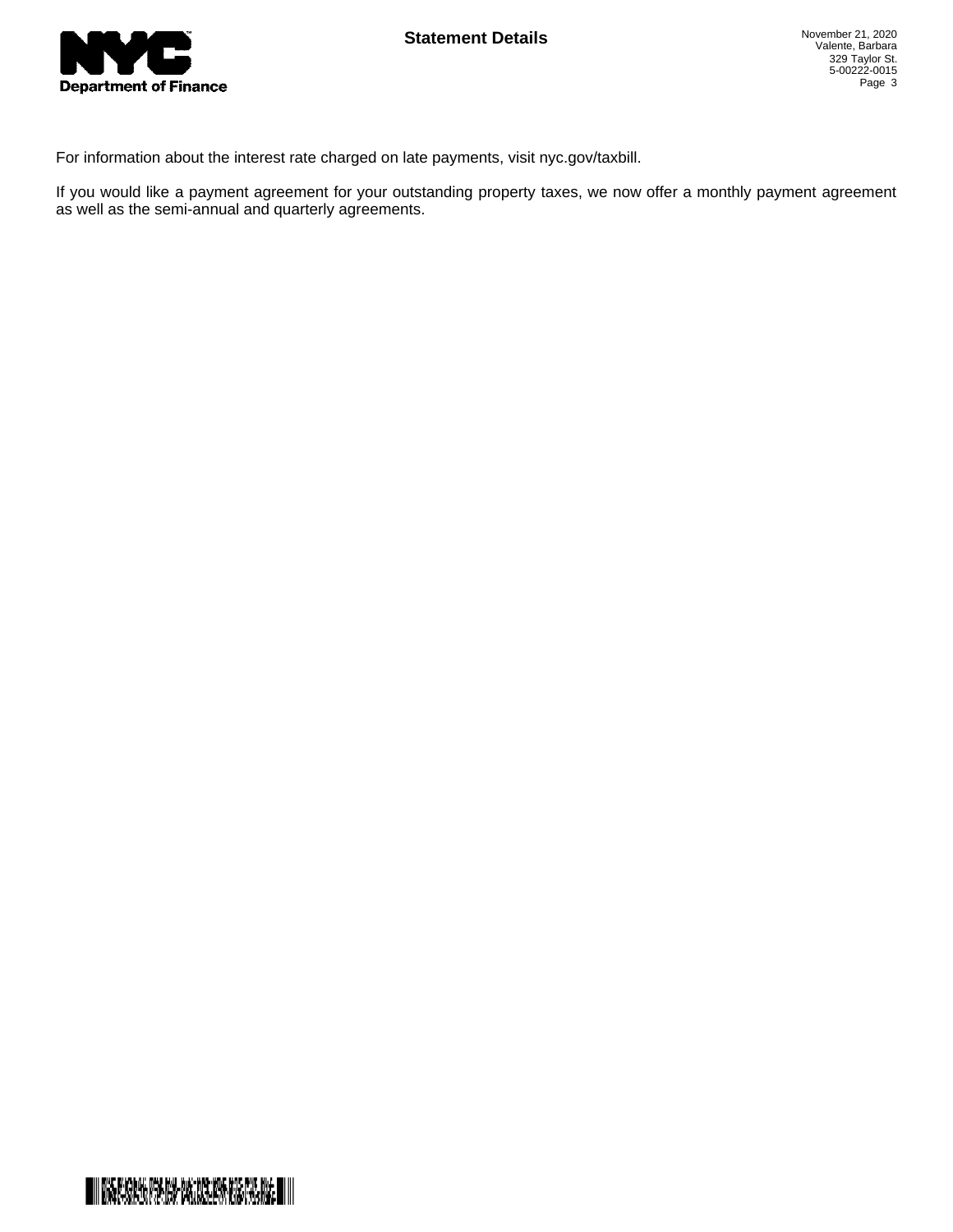For information about the interest rate charged on late payments, visit nyc.gov/taxbill.

If you would like a payment agreement for your outstanding property taxes, we now offer a monthly payment agreement as well as the semi-annual and quarterly agreements.